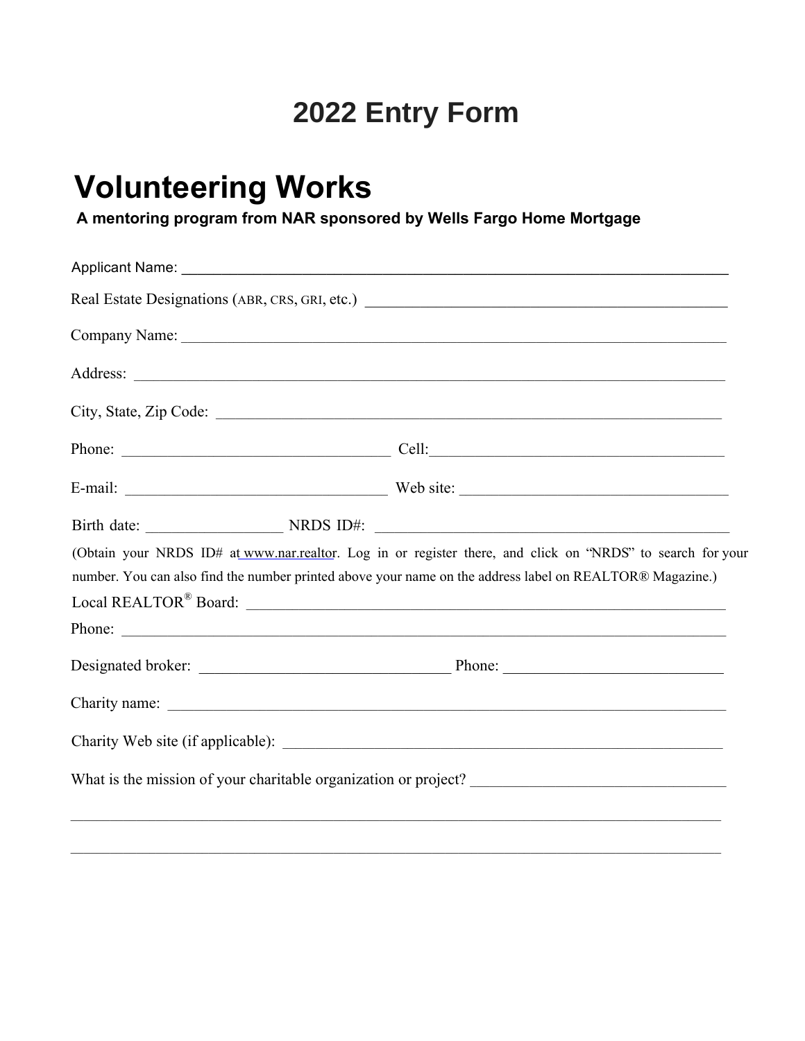# 2022 Entry Form

# Volunteering Works

**A mentoring program from NAR sponsored by Wells Fargo Home Mortgage**

Applicant Name: ____________________________________________________________________

Real Estate Designations (ABR, CRS, GRI, etc.) ____________________________________________

Company Name: ____________________________________________________________________

Address: _________________________________________________________________________

City, State, Zip Code: ________________________________________________________________

Phone: ___________________________________ Cell:_____________________________________

E-mail: __________________________________ Web site: __________________________________

Birth date: _________________ NRDS ID#: _____________________________________________

(Obtain your NRDS ID# at www.nar.realtor. Log in or register there, and click on "NRDS" to search for your number. You can also find the number printed above your name on the address label on REALTOR® Magazine.)

Local REALTOR® Board: ______________________________________________________________

Phone: ___________________________________________________________________________

Designated broker: ________________________________ Phone: ____________________________

Charity name: ______________________________________________________________________

Charity Web site (if applicable): ________________________________________________________

What is the mission of your charitable organization or project? ________________________________

_________________________________________________________________________________

_________________________________________________________________________________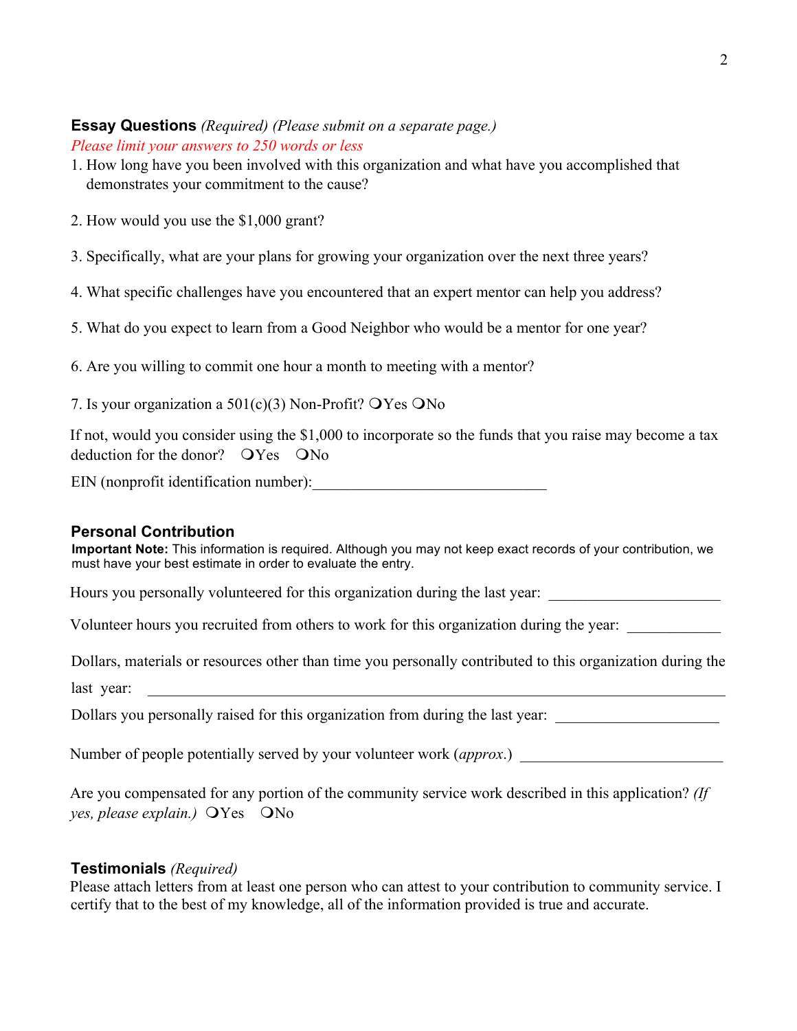**Essay Questions** *(Required) (Please submit on a separate page.)*

*Please limit your answers to 250 words or less*

1. How long have you been involved with this organization and what have you accomplished that demonstrates your commitment to the cause?

2. How would you use the $1,000 grant?

3. Specifically, what are your plans for growing your organization over the next three years?

4. What specific challenges have you encountered that an expert mentor can help you address?

5. What do you expect to learn from a Good Neighbor who would be a mentor for one year?

6. Are you willing to commit one hour a month to meeting with a mentor?

7. Is your organization a 501(c)(3) Non-Profit? ❍Yes ❍No

If not, would you consider using the $1,000 to incorporate so the funds that you raise may become a tax deduction for the donor? ❍Yes ❍No

EIN (nonprofit identification number):______________________________

**Personal Contribution**

**Important Note:** This information is required. Although you may not keep exact records of your contribution, we must have your best estimate in order to evaluate the entry.

Hours you personally volunteered for this organization during the last year: ______________________

Volunteer hours you recruited from others to work for this organization during the year: ____________

Dollars, materials or resources other than time you personally contributed to this organization during the last year: ___________________________________________________________________________

Dollars you personally raised for this organization from during the last year: _____________________

Number of people potentially served by your volunteer work (*approx.*) _________________________

Are you compensated for any portion of the community service work described in this application? *(If yes, please explain.)* ❍Yes ❍No

**Testimonials** *(Required)*

Please attach letters from at least one person who can attest to your contribution to community service. I certify that to the best of my knowledge, all of the information provided is true and accurate.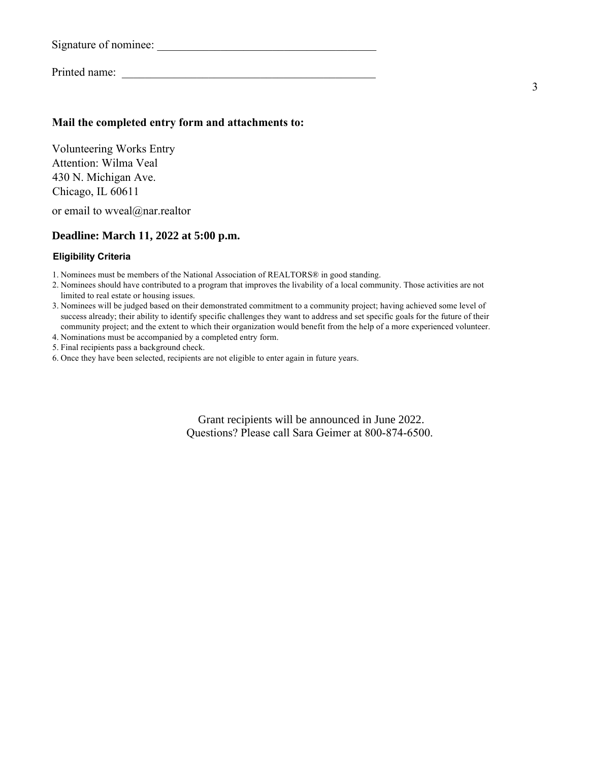Signature of nominee: ______________________________________

Printed name: ____________________________________________

**Mail the completed entry form and attachments to:**

Volunteering Works Entry
Attention: Wilma Veal
430 N. Michigan Ave.
Chicago, IL 60611

or email to wveal@nar.realtor

**Deadline: March 11, 2022 at 5:00 p.m.**

**Eligibility Criteria**

1. Nominees must be members of the National Association of REALTORS® in good standing.
2. Nominees should have contributed to a program that improves the livability of a local community. Those activities are not limited to real estate or housing issues.
3. Nominees will be judged based on their demonstrated commitment to a community project; having achieved some level of success already; their ability to identify specific challenges they want to address and set specific goals for the future of their community project; and the extent to which their organization would benefit from the help of a more experienced volunteer.
4. Nominations must be accompanied by a completed entry form.
5. Final recipients pass a background check.
6. Once they have been selected, recipients are not eligible to enter again in future years.

Grant recipients will be announced in June 2022.
Questions? Please call Sara Geimer at 800-874-6500.